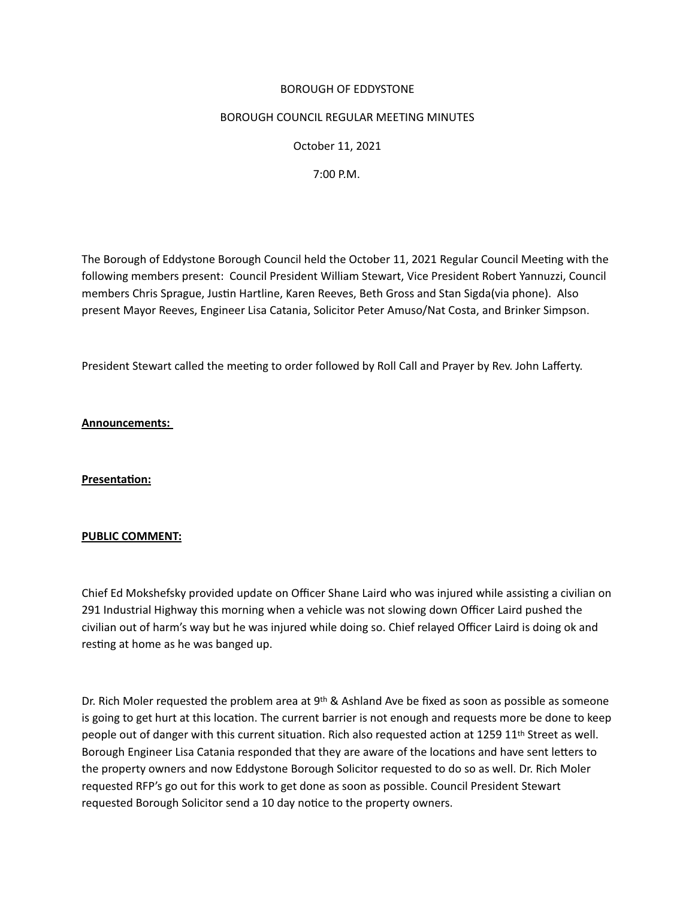BOROUGH OF EDDYSTONE

BOROUGH COUNCIL REGULAR MEETING MINUTES

October 11, 2021

7:00 P.M.

The Borough of Eddystone Borough Council held the October 11, 2021 Regular Council Meeting with the following members present: Council President William Stewart, Vice President Robert Yannuzzi, Council members Chris Sprague, Justin Hartline, Karen Reeves, Beth Gross and Stan Sigda(via phone). Also present Mayor Reeves, Engineer Lisa Catania, Solicitor Peter Amuso/Nat Costa, and Brinker Simpson.

President Stewart called the meeting to order followed by Roll Call and Prayer by Rev. John Lafferty.

**Announcements:**

**Presentation:**

**PUBLIC COMMENT:**

Chief Ed Mokshefsky provided update on Officer Shane Laird who was injured while assisting a civilian on 291 Industrial Highway this morning when a vehicle was not slowing down Officer Laird pushed the civilian out of harm's way but he was injured while doing so. Chief relayed Officer Laird is doing ok and resting at home as he was banged up.

Dr. Rich Moler requested the problem area at 9th & Ashland Ave be fixed as soon as possible as someone is going to get hurt at this location. The current barrier is not enough and requests more be done to keep people out of danger with this current situation. Rich also requested action at 1259 11th Street as well. Borough Engineer Lisa Catania responded that they are aware of the locations and have sent letters to the property owners and now Eddystone Borough Solicitor requested to do so as well. Dr. Rich Moler requested RFP's go out for this work to get done as soon as possible. Council President Stewart requested Borough Solicitor send a 10 day notice to the property owners.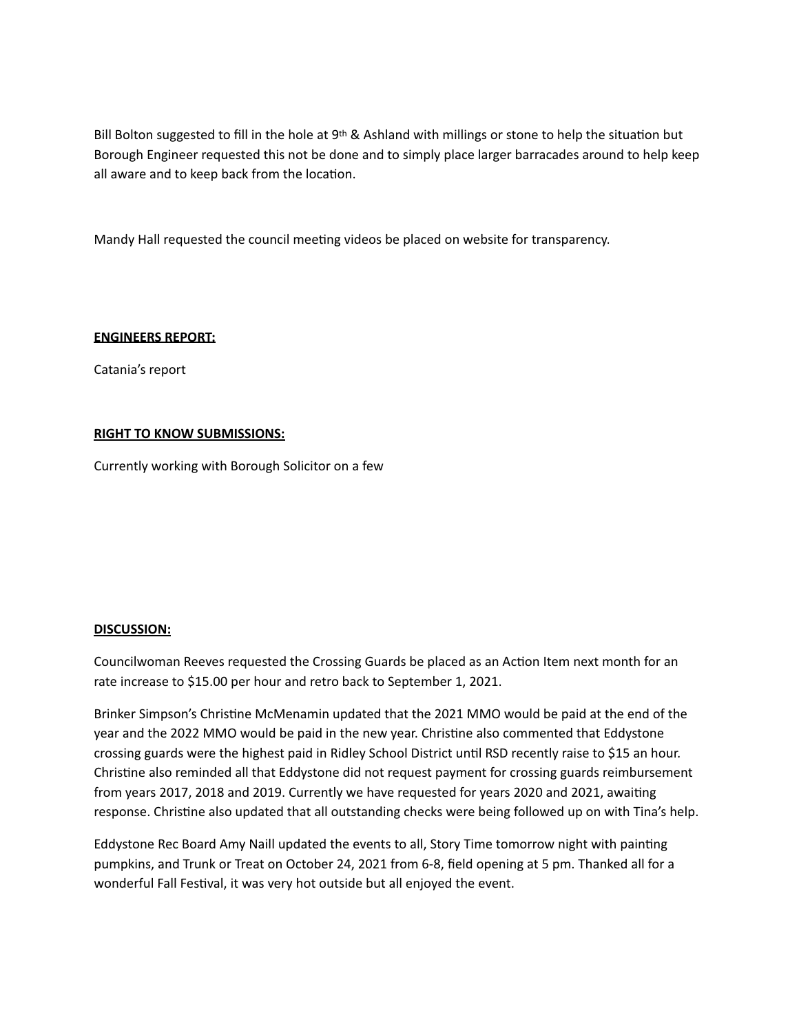Bill Bolton suggested to fill in the hole at 9th & Ashland with millings or stone to help the situation but Borough Engineer requested this not be done and to simply place larger barracades around to help keep all aware and to keep back from the location.

Mandy Hall requested the council meeting videos be placed on website for transparency.

**ENGINEERS REPORT:**

Catania's report

**RIGHT TO KNOW SUBMISSIONS:**

Currently working with Borough Solicitor on a few

**DISCUSSION:**

Councilwoman Reeves requested the Crossing Guards be placed as an Action Item next month for an rate increase to $15.00 per hour and retro back to September 1, 2021.

Brinker Simpson's Christine McMenamin updated that the 2021 MMO would be paid at the end of the year and the 2022 MMO would be paid in the new year. Christine also commented that Eddystone crossing guards were the highest paid in Ridley School District until RSD recently raise to $15 an hour. Christine also reminded all that Eddystone did not request payment for crossing guards reimbursement from years 2017, 2018 and 2019. Currently we have requested for years 2020 and 2021, awaiting response. Christine also updated that all outstanding checks were being followed up on with Tina's help.

Eddystone Rec Board Amy Naill updated the events to all, Story Time tomorrow night with painting pumpkins, and Trunk or Treat on October 24, 2021 from 6-8, field opening at 5 pm. Thanked all for a wonderful Fall Festival, it was very hot outside but all enjoyed the event.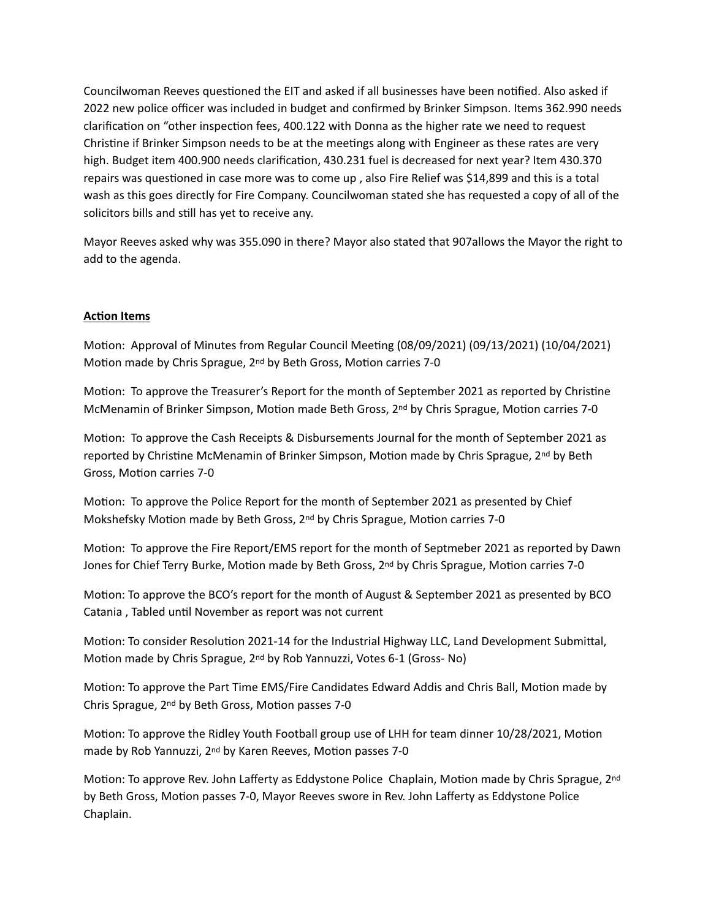Councilwoman Reeves questioned the EIT and asked if all businesses have been notified. Also asked if 2022 new police officer was included in budget and confirmed by Brinker Simpson. Items 362.990 needs clarification on "other inspection fees, 400.122 with Donna as the higher rate we need to request Christine if Brinker Simpson needs to be at the meetings along with Engineer as these rates are very high. Budget item 400.900 needs clarification, 430.231 fuel is decreased for next year? Item 430.370 repairs was questioned in case more was to come up , also Fire Relief was $14,899 and this is a total wash as this goes directly for Fire Company. Councilwoman stated she has requested a copy of all of the solicitors bills and still has yet to receive any.

Mayor Reeves asked why was 355.090 in there? Mayor also stated that 907allows the Mayor the right to add to the agenda.

**Action Items**

Motion: Approval of Minutes from Regular Council Meeting (08/09/2021) (09/13/2021) (10/04/2021) Motion made by Chris Sprague, 2nd by Beth Gross, Motion carries 7-0

Motion: To approve the Treasurer's Report for the month of September 2021 as reported by Christine McMenamin of Brinker Simpson, Motion made Beth Gross, 2nd by Chris Sprague, Motion carries 7-0

Motion: To approve the Cash Receipts & Disbursements Journal for the month of September 2021 as reported by Christine McMenamin of Brinker Simpson, Motion made by Chris Sprague, 2nd by Beth Gross, Motion carries 7-0

Motion: To approve the Police Report for the month of September 2021 as presented by Chief Mokshefsky Motion made by Beth Gross, 2nd by Chris Sprague, Motion carries 7-0

Motion: To approve the Fire Report/EMS report for the month of Septmeber 2021 as reported by Dawn Jones for Chief Terry Burke, Motion made by Beth Gross, 2nd by Chris Sprague, Motion carries 7-0

Motion: To approve the BCO's report for the month of August & September 2021 as presented by BCO Catania , Tabled until November as report was not current

Motion: To consider Resolution 2021-14 for the Industrial Highway LLC, Land Development Submittal, Motion made by Chris Sprague, 2nd by Rob Yannuzzi, Votes 6-1 (Gross- No)

Motion: To approve the Part Time EMS/Fire Candidates Edward Addis and Chris Ball, Motion made by Chris Sprague, 2nd by Beth Gross, Motion passes 7-0

Motion: To approve the Ridley Youth Football group use of LHH for team dinner 10/28/2021, Motion made by Rob Yannuzzi, 2nd by Karen Reeves, Motion passes 7-0

Motion: To approve Rev. John Lafferty as Eddystone Police Chaplain, Motion made by Chris Sprague, 2nd by Beth Gross, Motion passes 7-0, Mayor Reeves swore in Rev. John Lafferty as Eddystone Police Chaplain.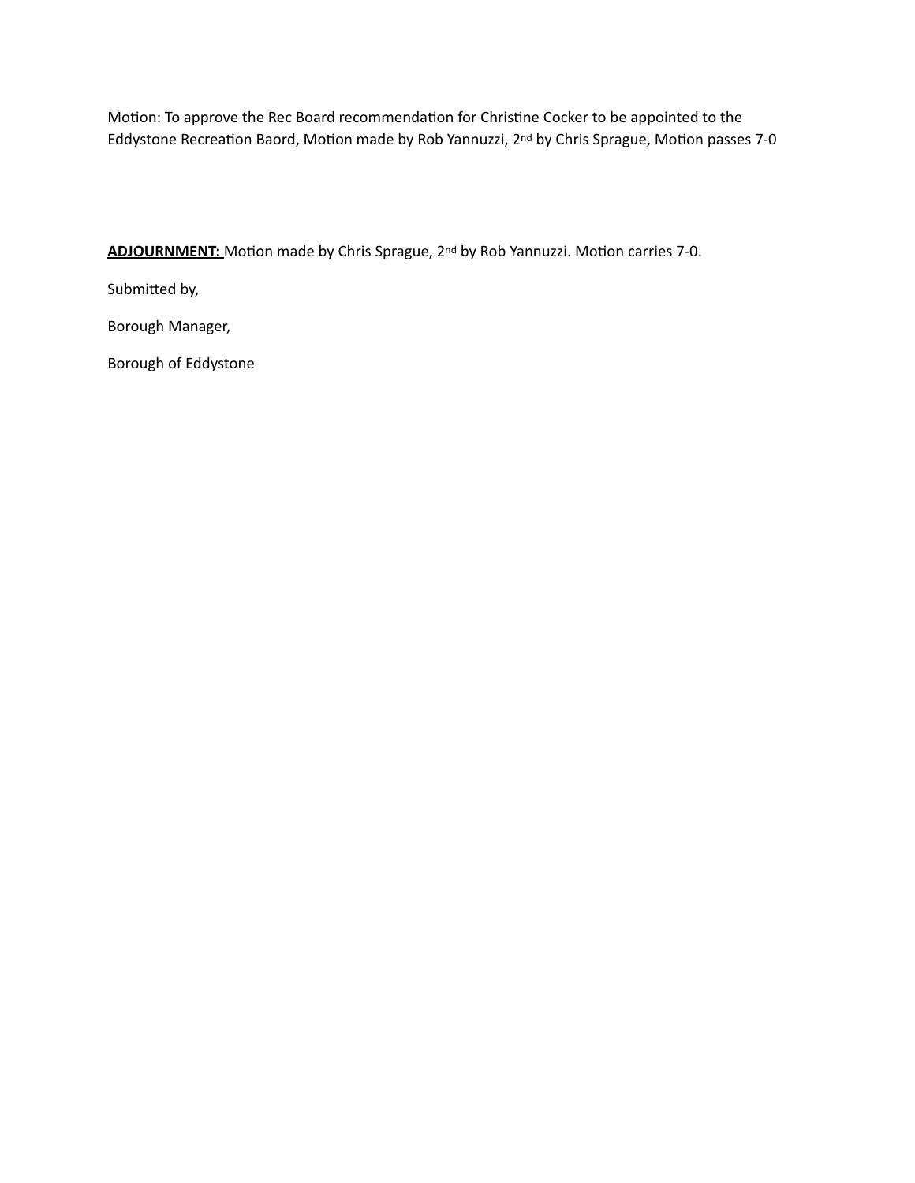Motion: To approve the Rec Board recommendation for Christine Cocker to be appointed to the Eddystone Recreation Baord, Motion made by Rob Yannuzzi, 2nd by Chris Sprague, Motion passes 7-0

**ADJOURNMENT:** Motion made by Chris Sprague, 2nd by Rob Yannuzzi. Motion carries 7-0.

Submitted by,

Borough Manager,

Borough of Eddystone